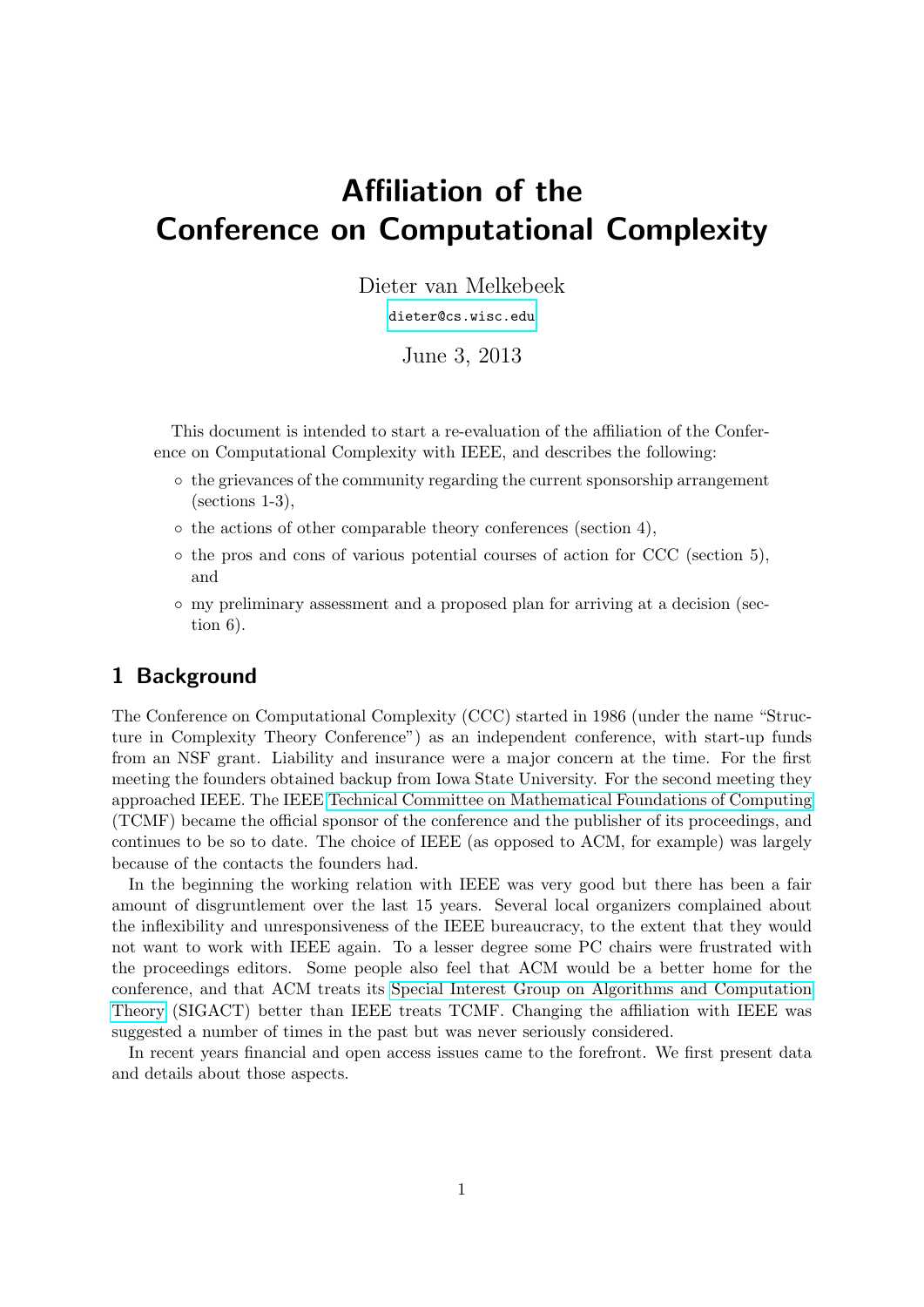# Affiliation of the Conference on Computational Complexity

Dieter van Melkebeek

dieter@cs.wisc.edu

June 3, 2013

This document is intended to start a re-evaluation of the affiliation of the Conference on Computational Complexity with IEEE, and describes the following:

- the grievances of the community regarding the current sponsorship arrangement (sections 1-3),
- the actions of other comparable theory conferences (section 4),
- the pros and cons of various potential courses of action for CCC (section 5), and
- my preliminary assessment and a proposed plan for arriving at a decision (section 6).

## 1 Background

The Conference on Computational Complexity (CCC) started in 1986 (under the name "Structure in Complexity Theory Conference") as an independent conference, with start-up funds from an NSF grant. Liability and insurance were a major concern at the time. For the first meeting the founders obtained backup from Iowa State University. For the second meeting they approached IEEE. The IEEE Technical Committee on Mathematical Foundations of Computing (TCMF) became the official sponsor of the conference and the publisher of its proceedings, and continues to be so to date. The choice of IEEE (as opposed to ACM, for example) was largely because of the contacts the founders had.

In the beginning the working relation with IEEE was very good but there has been a fair amount of disgruntlement over the last 15 years. Several local organizers complained about the inflexibility and unresponsiveness of the IEEE bureaucracy, to the extent that they would not want to work with IEEE again. To a lesser degree some PC chairs were frustrated with the proceedings editors. Some people also feel that ACM would be a better home for the conference, and that ACM treats its Special Interest Group on Algorithms and Computation Theory (SIGACT) better than IEEE treats TCMF. Changing the affiliation with IEEE was suggested a number of times in the past but was never seriously considered.

In recent years financial and open access issues came to the forefront. We first present data and details about those aspects.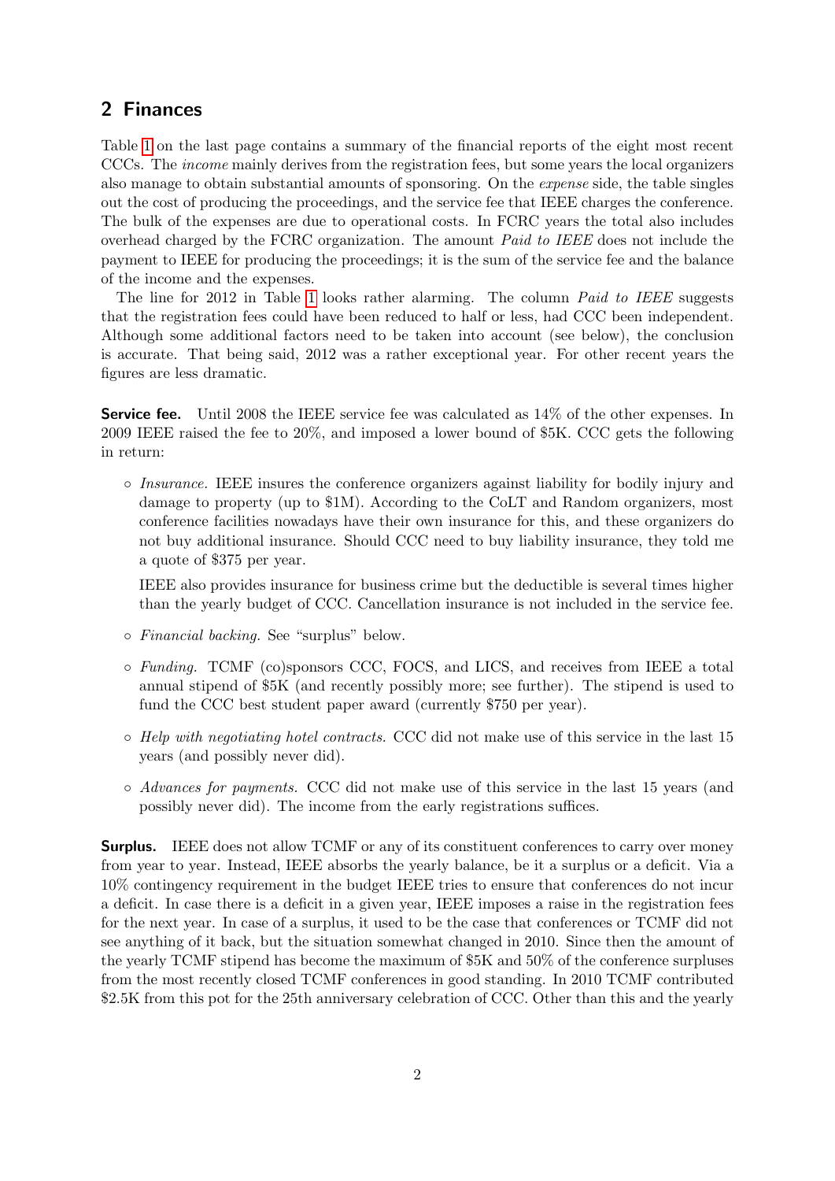## 2 Finances

Table 1 on the last page contains a summary of the financial reports of the eight most recent CCCs. The *income* mainly derives from the registration fees, but some years the local organizers also manage to obtain substantial amounts of sponsoring. On the *expense* side, the table singles out the cost of producing the proceedings, and the service fee that IEEE charges the conference. The bulk of the expenses are due to operational costs. In FCRC years the total also includes overhead charged by the FCRC organization. The amount *Paid to IEEE* does not include the payment to IEEE for producing the proceedings; it is the sum of the service fee and the balance of the income and the expenses.

The line for 2012 in Table 1 looks rather alarming. The column *Paid to IEEE* suggests that the registration fees could have been reduced to half or less, had CCC been independent. Although some additional factors need to be taken into account (see below), the conclusion is accurate. That being said, 2012 was a rather exceptional year. For other recent years the figures are less dramatic.

**Service fee.** Until 2008 the IEEE service fee was calculated as 14% of the other expenses. In 2009 IEEE raised the fee to 20%, and imposed a lower bound of \$5K. CCC gets the following in return:

- *Insurance.* IEEE insures the conference organizers against liability for bodily injury and damage to property (up to \$1M). According to the CoLT and Random organizers, most conference facilities nowadays have their own insurance for this, and these organizers do not buy additional insurance. Should CCC need to buy liability insurance, they told me a quote of \$375 per year.

  IEEE also provides insurance for business crime but the deductible is several times higher than the yearly budget of CCC. Cancellation insurance is not included in the service fee.

- *Financial backing.* See "surplus" below.

- *Funding.* TCMF (co)sponsors CCC, FOCS, and LICS, and receives from IEEE a total annual stipend of \$5K (and recently possibly more; see further). The stipend is used to fund the CCC best student paper award (currently \$750 per year).

- *Help with negotiating hotel contracts.* CCC did not make use of this service in the last 15 years (and possibly never did).

- *Advances for payments.* CCC did not make use of this service in the last 15 years (and possibly never did). The income from the early registrations suffices.

**Surplus.** IEEE does not allow TCMF or any of its constituent conferences to carry over money from year to year. Instead, IEEE absorbs the yearly balance, be it a surplus or a deficit. Via a 10% contingency requirement in the budget IEEE tries to ensure that conferences do not incur a deficit. In case there is a deficit in a given year, IEEE imposes a raise in the registration fees for the next year. In case of a surplus, it used to be the case that conferences or TCMF did not see anything of it back, but the situation somewhat changed in 2010. Since then the amount of the yearly TCMF stipend has become the maximum of \$5K and 50% of the conference surpluses from the most recently closed TCMF conferences in good standing. In 2010 TCMF contributed \$2.5K from this pot for the 25th anniversary celebration of CCC. Other than this and the yearly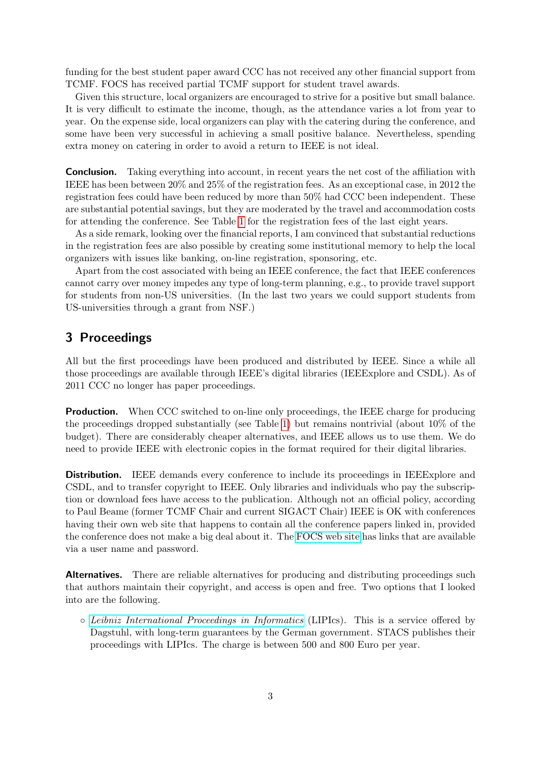funding for the best student paper award CCC has not received any other financial support from TCMF. FOCS has received partial TCMF support for student travel awards.

Given this structure, local organizers are encouraged to strive for a positive but small balance. It is very difficult to estimate the income, though, as the attendance varies a lot from year to year. On the expense side, local organizers can play with the catering during the conference, and some have been very successful in achieving a small positive balance. Nevertheless, spending extra money on catering in order to avoid a return to IEEE is not ideal.

**Conclusion.** Taking everything into account, in recent years the net cost of the affiliation with IEEE has been between 20% and 25% of the registration fees. As an exceptional case, in 2012 the registration fees could have been reduced by more than 50% had CCC been independent. These are substantial potential savings, but they are moderated by the travel and accommodation costs for attending the conference. See Table 1 for the registration fees of the last eight years.

As a side remark, looking over the financial reports, I am convinced that substantial reductions in the registration fees are also possible by creating some institutional memory to help the local organizers with issues like banking, on-line registration, sponsoring, etc.

Apart from the cost associated with being an IEEE conference, the fact that IEEE conferences cannot carry over money impedes any type of long-term planning, e.g., to provide travel support for students from non-US universities. (In the last two years we could support students from US-universities through a grant from NSF.)

## 3 Proceedings

All but the first proceedings have been produced and distributed by IEEE. Since a while all those proceedings are available through IEEE's digital libraries (IEEExplore and CSDL). As of 2011 CCC no longer has paper proceedings.

**Production.** When CCC switched to on-line only proceedings, the IEEE charge for producing the proceedings dropped substantially (see Table 1) but remains nontrivial (about 10% of the budget). There are considerably cheaper alternatives, and IEEE allows us to use them. We do need to provide IEEE with electronic copies in the format required for their digital libraries.

**Distribution.** IEEE demands every conference to include its proceedings in IEEExplore and CSDL, and to transfer copyright to IEEE. Only libraries and individuals who pay the subscription or download fees have access to the publication. Although not an official policy, according to Paul Beame (former TCMF Chair and current SIGACT Chair) IEEE is OK with conferences having their own web site that happens to contain all the conference papers linked in, provided the conference does not make a big deal about it. The FOCS web site has links that are available via a user name and password.

**Alternatives.** There are reliable alternatives for producing and distributing proceedings such that authors maintain their copyright, and access is open and free. Two options that I looked into are the following.

- *Leibniz International Proceedings in Informatics* (LIPIcs). This is a service offered by Dagstuhl, with long-term guarantees by the German government. STACS publishes their proceedings with LIPIcs. The charge is between 500 and 800 Euro per year.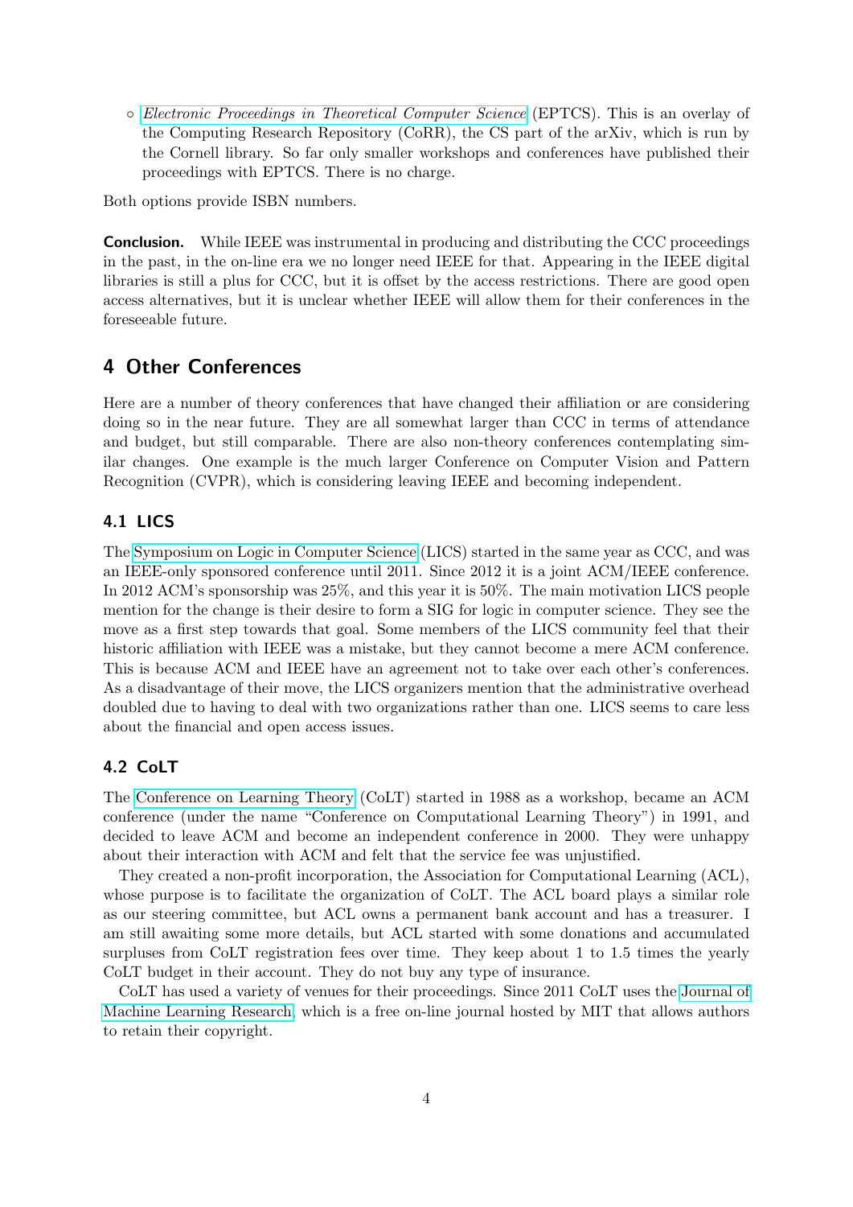- *Electronic Proceedings in Theoretical Computer Science* (EPTCS). This is an overlay of the Computing Research Repository (CoRR), the CS part of the arXiv, which is run by the Cornell library. So far only smaller workshops and conferences have published their proceedings with EPTCS. There is no charge.

Both options provide ISBN numbers.

**Conclusion.** While IEEE was instrumental in producing and distributing the CCC proceedings in the past, in the on-line era we no longer need IEEE for that. Appearing in the IEEE digital libraries is still a plus for CCC, but it is offset by the access restrictions. There are good open access alternatives, but it is unclear whether IEEE will allow them for their conferences in the foreseeable future.

## 4 Other Conferences

Here are a number of theory conferences that have changed their affiliation or are considering doing so in the near future. They are all somewhat larger than CCC in terms of attendance and budget, but still comparable. There are also non-theory conferences contemplating similar changes. One example is the much larger Conference on Computer Vision and Pattern Recognition (CVPR), which is considering leaving IEEE and becoming independent.

### 4.1 LICS

The Symposium on Logic in Computer Science (LICS) started in the same year as CCC, and was an IEEE-only sponsored conference until 2011. Since 2012 it is a joint ACM/IEEE conference. In 2012 ACM's sponsorship was 25%, and this year it is 50%. The main motivation LICS people mention for the change is their desire to form a SIG for logic in computer science. They see the move as a first step towards that goal. Some members of the LICS community feel that their historic affiliation with IEEE was a mistake, but they cannot become a mere ACM conference. This is because ACM and IEEE have an agreement not to take over each other's conferences. As a disadvantage of their move, the LICS organizers mention that the administrative overhead doubled due to having to deal with two organizations rather than one. LICS seems to care less about the financial and open access issues.

### 4.2 CoLT

The Conference on Learning Theory (CoLT) started in 1988 as a workshop, became an ACM conference (under the name "Conference on Computational Learning Theory") in 1991, and decided to leave ACM and become an independent conference in 2000. They were unhappy about their interaction with ACM and felt that the service fee was unjustified.

They created a non-profit incorporation, the Association for Computational Learning (ACL), whose purpose is to facilitate the organization of CoLT. The ACL board plays a similar role as our steering committee, but ACL owns a permanent bank account and has a treasurer. I am still awaiting some more details, but ACL started with some donations and accumulated surpluses from CoLT registration fees over time. They keep about 1 to 1.5 times the yearly CoLT budget in their account. They do not buy any type of insurance.

CoLT has used a variety of venues for their proceedings. Since 2011 CoLT uses the Journal of Machine Learning Research, which is a free on-line journal hosted by MIT that allows authors to retain their copyright.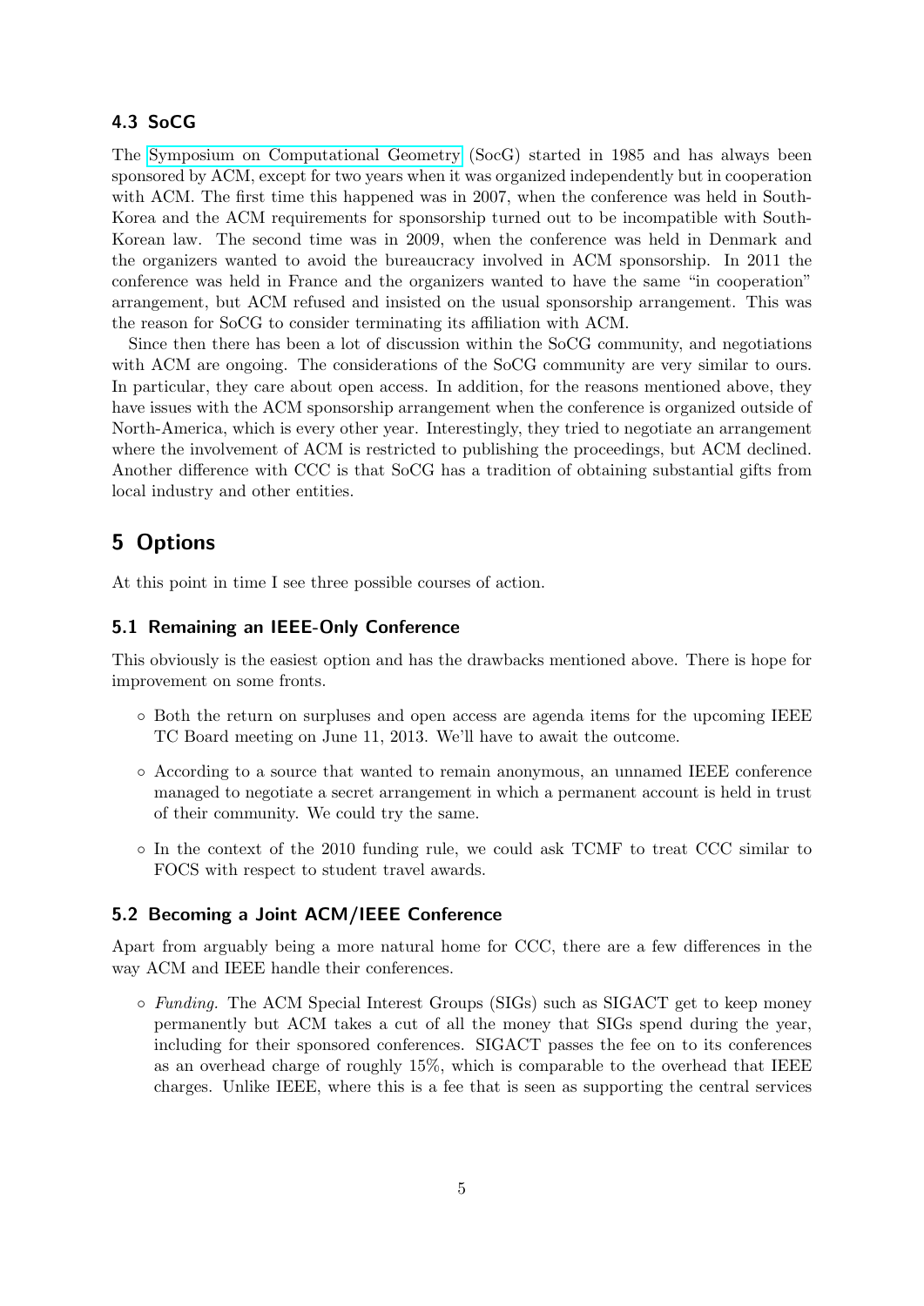### 4.3 SoCG

The Symposium on Computational Geometry (SocG) started in 1985 and has always been sponsored by ACM, except for two years when it was organized independently but in cooperation with ACM. The first time this happened was in 2007, when the conference was held in South-Korea and the ACM requirements for sponsorship turned out to be incompatible with South-Korean law. The second time was in 2009, when the conference was held in Denmark and the organizers wanted to avoid the bureaucracy involved in ACM sponsorship. In 2011 the conference was held in France and the organizers wanted to have the same "in cooperation" arrangement, but ACM refused and insisted on the usual sponsorship arrangement. This was the reason for SoCG to consider terminating its affiliation with ACM.

Since then there has been a lot of discussion within the SoCG community, and negotiations with ACM are ongoing. The considerations of the SoCG community are very similar to ours. In particular, they care about open access. In addition, for the reasons mentioned above, they have issues with the ACM sponsorship arrangement when the conference is organized outside of North-America, which is every other year. Interestingly, they tried to negotiate an arrangement where the involvement of ACM is restricted to publishing the proceedings, but ACM declined. Another difference with CCC is that SoCG has a tradition of obtaining substantial gifts from local industry and other entities.

## 5 Options

At this point in time I see three possible courses of action.

### 5.1 Remaining an IEEE-Only Conference

This obviously is the easiest option and has the drawbacks mentioned above. There is hope for improvement on some fronts.

- Both the return on surpluses and open access are agenda items for the upcoming IEEE TC Board meeting on June 11, 2013. We'll have to await the outcome.
- According to a source that wanted to remain anonymous, an unnamed IEEE conference managed to negotiate a secret arrangement in which a permanent account is held in trust of their community. We could try the same.
- In the context of the 2010 funding rule, we could ask TCMF to treat CCC similar to FOCS with respect to student travel awards.

### 5.2 Becoming a Joint ACM/IEEE Conference

Apart from arguably being a more natural home for CCC, there are a few differences in the way ACM and IEEE handle their conferences.

- *Funding.* The ACM Special Interest Groups (SIGs) such as SIGACT get to keep money permanently but ACM takes a cut of all the money that SIGs spend during the year, including for their sponsored conferences. SIGACT passes the fee on to its conferences as an overhead charge of roughly 15%, which is comparable to the overhead that IEEE charges. Unlike IEEE, where this is a fee that is seen as supporting the central services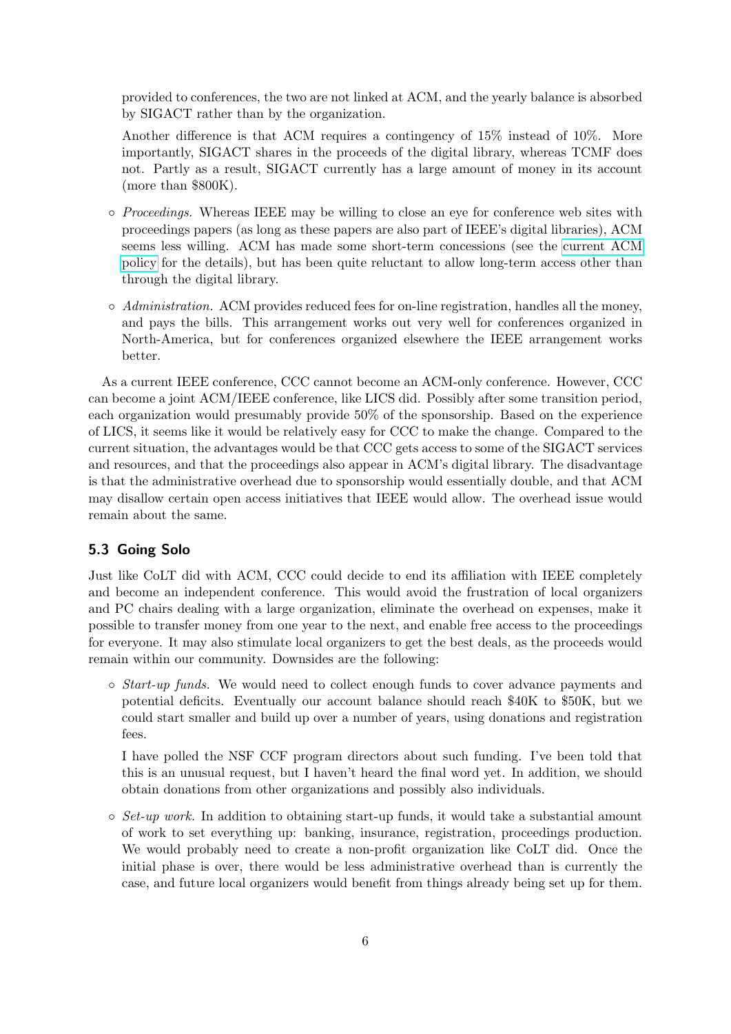provided to conferences, the two are not linked at ACM, and the yearly balance is absorbed by SIGACT rather than by the organization.

Another difference is that ACM requires a contingency of 15% instead of 10%. More importantly, SIGACT shares in the proceeds of the digital library, whereas TCMF does not. Partly as a result, SIGACT currently has a large amount of money in its account (more than $800K).

- *Proceedings.* Whereas IEEE may be willing to close an eye for conference web sites with proceedings papers (as long as these papers are also part of IEEE's digital libraries), ACM seems less willing. ACM has made some short-term concessions (see the current ACM policy for the details), but has been quite reluctant to allow long-term access other than through the digital library.

- *Administration.* ACM provides reduced fees for on-line registration, handles all the money, and pays the bills. This arrangement works out very well for conferences organized in North-America, but for conferences organized elsewhere the IEEE arrangement works better.

As a current IEEE conference, CCC cannot become an ACM-only conference. However, CCC can become a joint ACM/IEEE conference, like LICS did. Possibly after some transition period, each organization would presumably provide 50% of the sponsorship. Based on the experience of LICS, it seems like it would be relatively easy for CCC to make the change. Compared to the current situation, the advantages would be that CCC gets access to some of the SIGACT services and resources, and that the proceedings also appear in ACM's digital library. The disadvantage is that the administrative overhead due to sponsorship would essentially double, and that ACM may disallow certain open access initiatives that IEEE would allow. The overhead issue would remain about the same.

### 5.3 Going Solo

Just like CoLT did with ACM, CCC could decide to end its affiliation with IEEE completely and become an independent conference. This would avoid the frustration of local organizers and PC chairs dealing with a large organization, eliminate the overhead on expenses, make it possible to transfer money from one year to the next, and enable free access to the proceedings for everyone. It may also stimulate local organizers to get the best deals, as the proceeds would remain within our community. Downsides are the following:

- *Start-up funds.* We would need to collect enough funds to cover advance payments and potential deficits. Eventually our account balance should reach $40K to $50K, but we could start smaller and build up over a number of years, using donations and registration fees.

  I have polled the NSF CCF program directors about such funding. I've been told that this is an unusual request, but I haven't heard the final word yet. In addition, we should obtain donations from other organizations and possibly also individuals.

- *Set-up work.* In addition to obtaining start-up funds, it would take a substantial amount of work to set everything up: banking, insurance, registration, proceedings production. We would probably need to create a non-profit organization like CoLT did. Once the initial phase is over, there would be less administrative overhead than is currently the case, and future local organizers would benefit from things already being set up for them.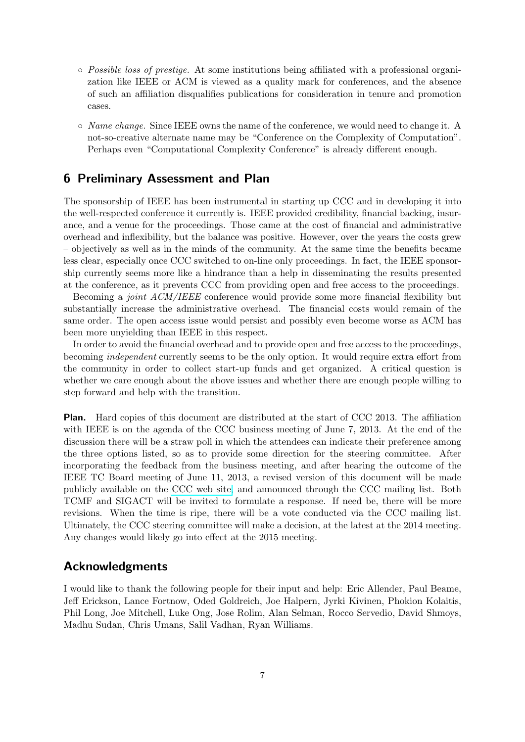- *Possible loss of prestige.* At some institutions being affiliated with a professional organization like IEEE or ACM is viewed as a quality mark for conferences, and the absence of such an affiliation disqualifies publications for consideration in tenure and promotion cases.
- *Name change.* Since IEEE owns the name of the conference, we would need to change it. A not-so-creative alternate name may be "Conference on the Complexity of Computation". Perhaps even "Computational Complexity Conference" is already different enough.

## 6 Preliminary Assessment and Plan

The sponsorship of IEEE has been instrumental in starting up CCC and in developing it into the well-respected conference it currently is. IEEE provided credibility, financial backing, insurance, and a venue for the proceedings. Those came at the cost of financial and administrative overhead and inflexibility, but the balance was positive. However, over the years the costs grew – objectively as well as in the minds of the community. At the same time the benefits became less clear, especially once CCC switched to on-line only proceedings. In fact, the IEEE sponsorship currently seems more like a hindrance than a help in disseminating the results presented at the conference, as it prevents CCC from providing open and free access to the proceedings.

Becoming a *joint ACM/IEEE* conference would provide some more financial flexibility but substantially increase the administrative overhead. The financial costs would remain of the same order. The open access issue would persist and possibly even become worse as ACM has been more unyielding than IEEE in this respect.

In order to avoid the financial overhead and to provide open and free access to the proceedings, becoming *independent* currently seems to be the only option. It would require extra effort from the community in order to collect start-up funds and get organized. A critical question is whether we care enough about the above issues and whether there are enough people willing to step forward and help with the transition.

**Plan.** Hard copies of this document are distributed at the start of CCC 2013. The affiliation with IEEE is on the agenda of the CCC business meeting of June 7, 2013. At the end of the discussion there will be a straw poll in which the attendees can indicate their preference among the three options listed, so as to provide some direction for the steering committee. After incorporating the feedback from the business meeting, and after hearing the outcome of the IEEE TC Board meeting of June 11, 2013, a revised version of this document will be made publicly available on the CCC web site, and announced through the CCC mailing list. Both TCMF and SIGACT will be invited to formulate a response. If need be, there will be more revisions. When the time is ripe, there will be a vote conducted via the CCC mailing list. Ultimately, the CCC steering committee will make a decision, at the latest at the 2014 meeting. Any changes would likely go into effect at the 2015 meeting.

## Acknowledgments

I would like to thank the following people for their input and help: Eric Allender, Paul Beame, Jeff Erickson, Lance Fortnow, Oded Goldreich, Joe Halpern, Jyrki Kivinen, Phokion Kolaitis, Phil Long, Joe Mitchell, Luke Ong, Jose Rolim, Alan Selman, Rocco Servedio, David Shmoys, Madhu Sudan, Chris Umans, Salil Vadhan, Ryan Williams.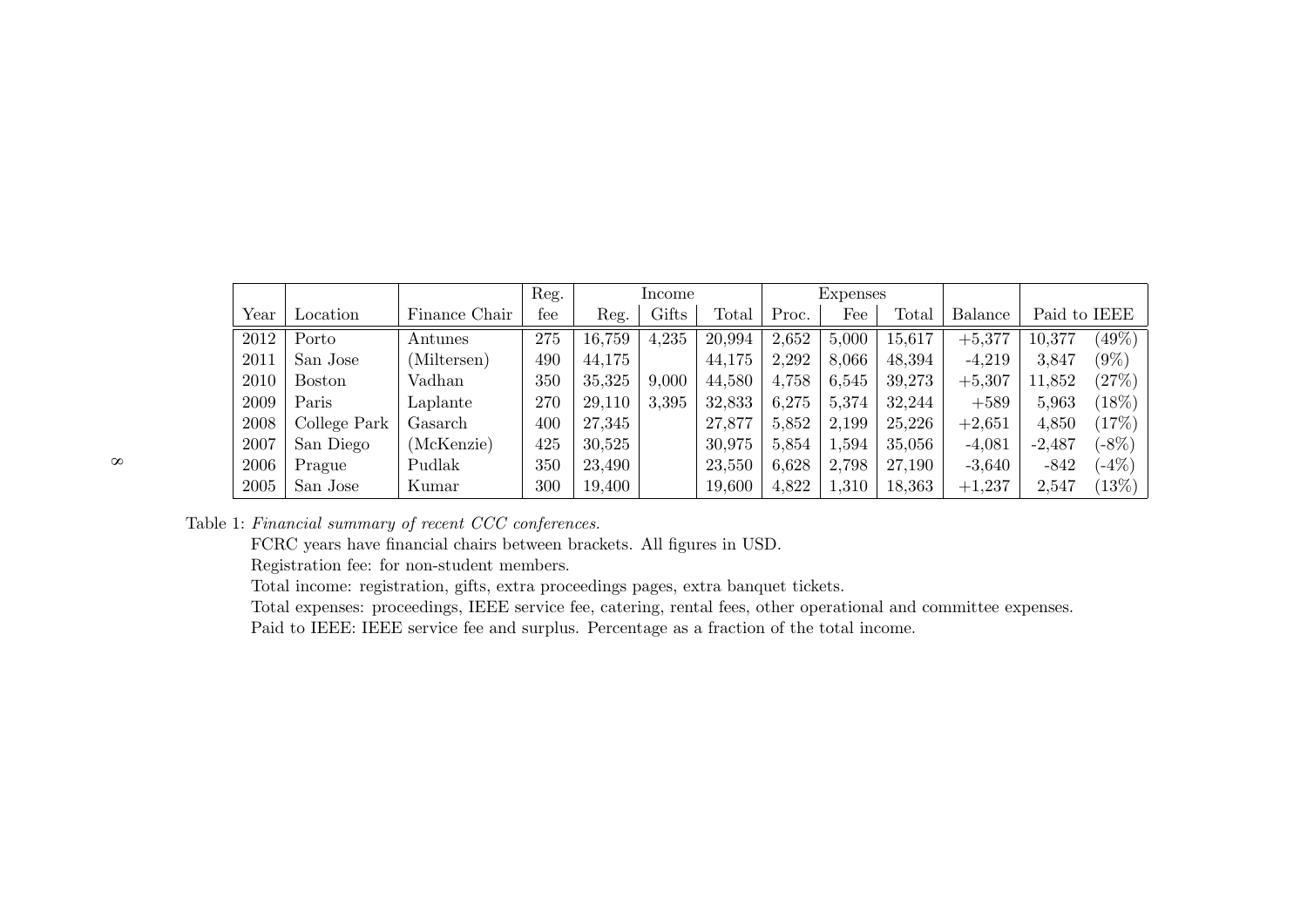| | | | Reg. | Income | | | Expenses | | | | |
|---|---|---|---|---|---|---|---|---|---|---|---|
| Year | Location | Finance Chair | fee | Reg. | Gifts | Total | Proc. | Fee | Total | Balance | Paid to IEEE |
| 2012 | Porto | Antunes | 275 | 16,759 | 4,235 | 20,994 | 2,652 | 5,000 | 15,617 | +5,377 | 10,377 (49%) |
| 2011 | San Jose | (Miltersen) | 490 | 44,175 | | 44,175 | 2,292 | 8,066 | 48,394 | -4,219 | 3,847 (9%) |
| 2010 | Boston | Vadhan | 350 | 35,325 | 9,000 | 44,580 | 4,758 | 6,545 | 39,273 | +5,307 | 11,852 (27%) |
| 2009 | Paris | Laplante | 270 | 29,110 | 3,395 | 32,833 | 6,275 | 5,374 | 32,244 | +589 | 5,963 (18%) |
| 2008 | College Park | Gasarch | 400 | 27,345 | | 27,877 | 5,852 | 2,199 | 25,226 | +2,651 | 4,850 (17%) |
| 2007 | San Diego | (McKenzie) | 425 | 30,525 | | 30,975 | 5,854 | 1,594 | 35,056 | -4,081 | -2,487 (-8%) |
| 2006 | Prague | Pudlak | 350 | 23,490 | | 23,550 | 6,628 | 2,798 | 27,190 | -3,640 | -842 (-4%) |
| 2005 | San Jose | Kumar | 300 | 19,400 | | 19,600 | 4,822 | 1,310 | 18,363 | +1,237 | 2,547 (13%) |

Table 1: *Financial summary of recent CCC conferences.*

FCRC years have financial chairs between brackets. All figures in USD.

Registration fee: for non-student members.

Total income: registration, gifts, extra proceedings pages, extra banquet tickets.

Total expenses: proceedings, IEEE service fee, catering, rental fees, other operational and committee expenses.

Paid to IEEE: IEEE service fee and surplus. Percentage as a fraction of the total income.